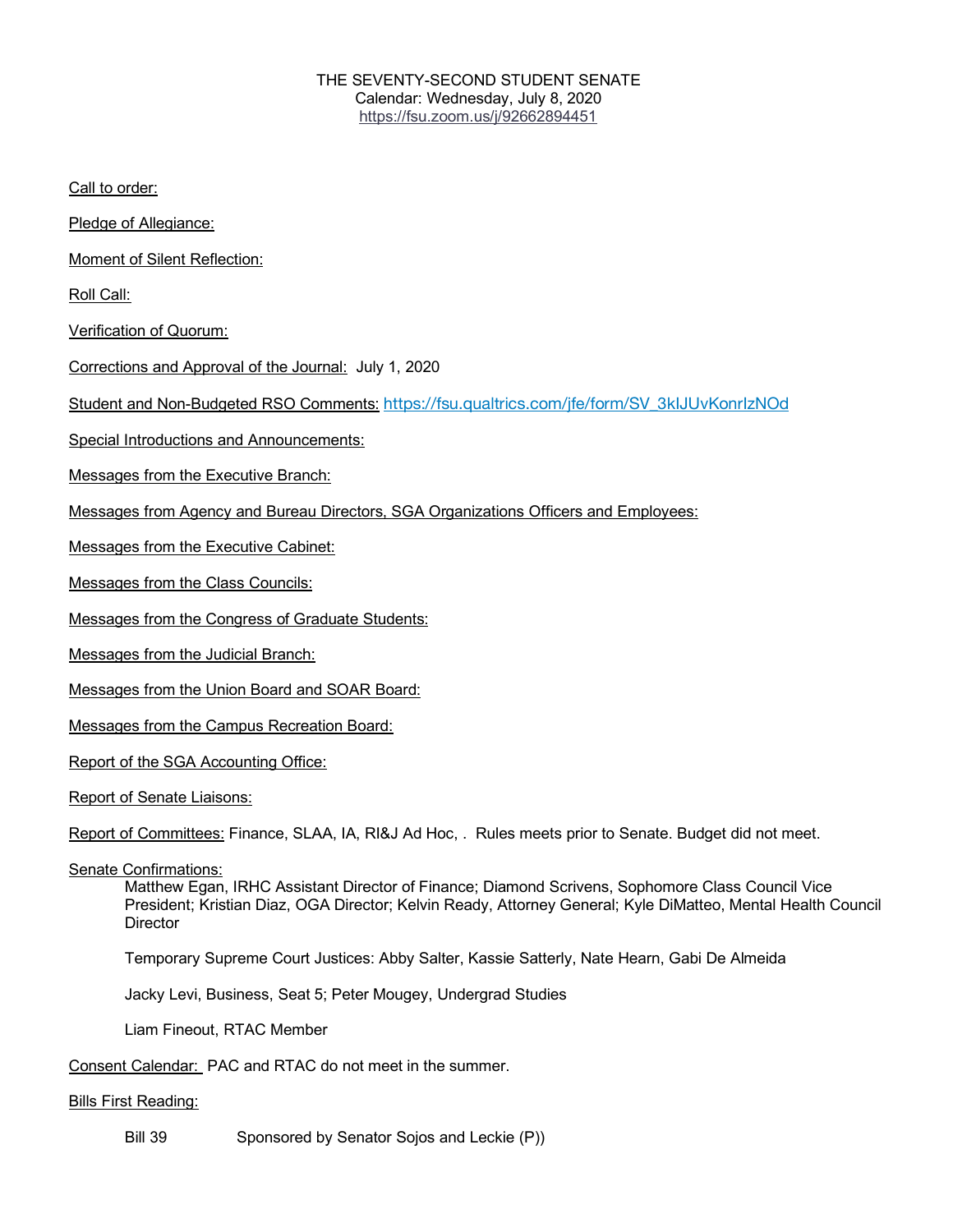THE SEVENTY-SECOND STUDENT SENATE
Calendar: Wednesday, July 8, 2020
https://fsu.zoom.us/j/92662894451

Call to order:

Pledge of Allegiance:

Moment of Silent Reflection:

Roll Call:

Verification of Quorum:

Corrections and Approval of the Journal: July 1, 2020

Student and Non-Budgeted RSO Comments: https://fsu.qualtrics.com/jfe/form/SV_3kIJUvKonrIzNOd

Special Introductions and Announcements:

Messages from the Executive Branch:

Messages from Agency and Bureau Directors, SGA Organizations Officers and Employees:

Messages from the Executive Cabinet:

Messages from the Class Councils:

Messages from the Congress of Graduate Students:

Messages from the Judicial Branch:

Messages from the Union Board and SOAR Board:

Messages from the Campus Recreation Board:

Report of the SGA Accounting Office:

Report of Senate Liaisons:

Report of Committees: Finance, SLAA, IA, RI&J Ad Hoc, . Rules meets prior to Senate. Budget did not meet.

Senate Confirmations:

Matthew Egan, IRHC Assistant Director of Finance; Diamond Scrivens, Sophomore Class Council Vice President; Kristian Diaz, OGA Director; Kelvin Ready, Attorney General; Kyle DiMatteo, Mental Health Council Director

Temporary Supreme Court Justices: Abby Salter, Kassie Satterly, Nate Hearn, Gabi De Almeida

Jacky Levi, Business, Seat 5; Peter Mougey, Undergrad Studies

Liam Fineout, RTAC Member

Consent Calendar: PAC and RTAC do not meet in the summer.

Bills First Reading:

Bill 39 Sponsored by Senator Sojos and Leckie (P))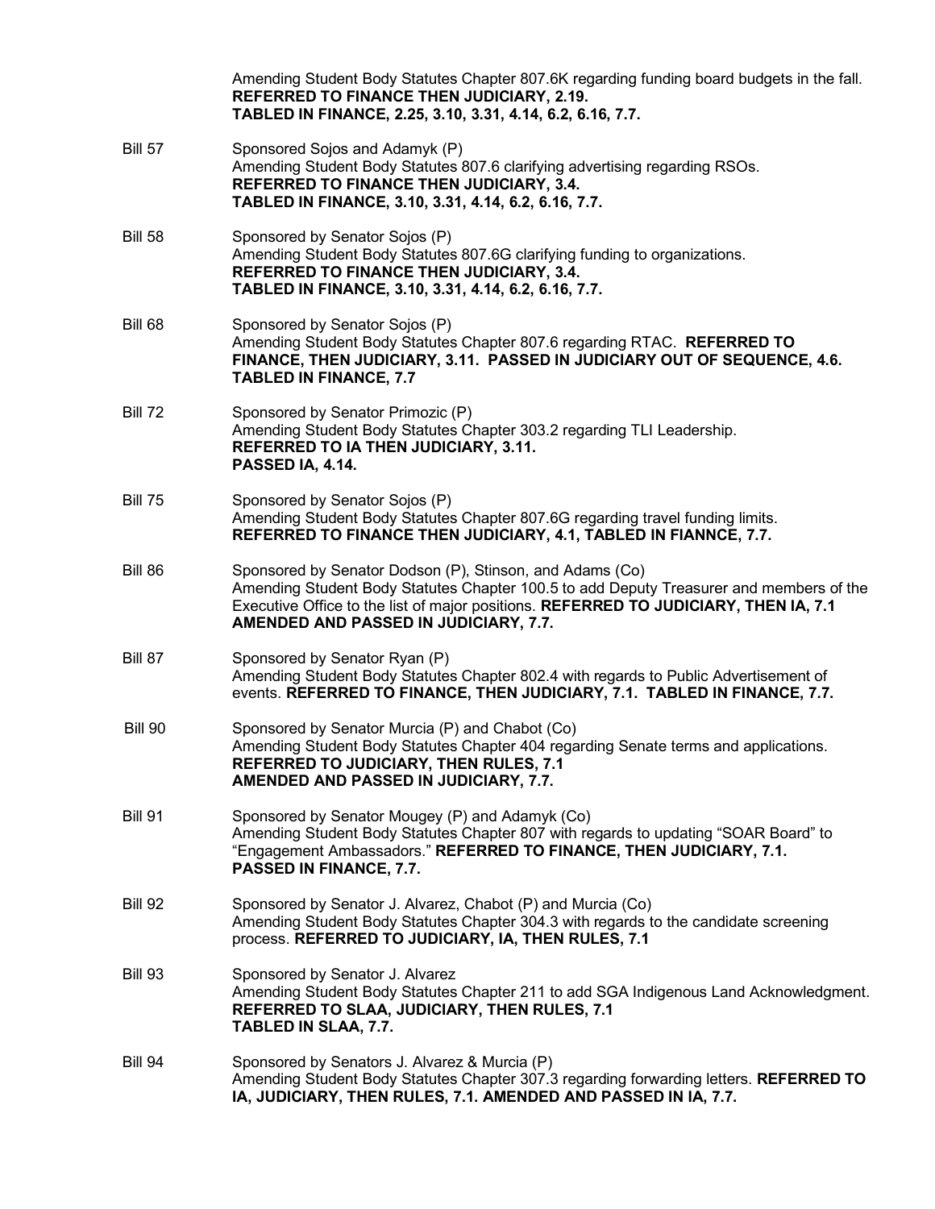Amending Student Body Statutes Chapter 807.6K regarding funding board budgets in the fall.
**REFERRED TO FINANCE THEN JUDICIARY, 2.19.**
**TABLED IN FINANCE, 2.25, 3.10, 3.31, 4.14, 6.2, 6.16, 7.7.**

**Bill 57**
Sponsored Sojos and Adamyk (P)
Amending Student Body Statutes 807.6 clarifying advertising regarding RSOs.
**REFERRED TO FINANCE THEN JUDICIARY, 3.4.**
**TABLED IN FINANCE, 3.10, 3.31, 4.14, 6.2, 6.16, 7.7.**

**Bill 58**
Sponsored by Senator Sojos (P)
Amending Student Body Statutes 807.6G clarifying funding to organizations.
**REFERRED TO FINANCE THEN JUDICIARY, 3.4.**
**TABLED IN FINANCE, 3.10, 3.31, 4.14, 6.2, 6.16, 7.7.**

**Bill 68**
Sponsored by Senator Sojos (P)
Amending Student Body Statutes Chapter 807.6 regarding RTAC. **REFERRED TO FINANCE, THEN JUDICIARY, 3.11. PASSED IN JUDICIARY OUT OF SEQUENCE, 4.6. TABLED IN FINANCE, 7.7**

**Bill 72**
Sponsored by Senator Primozic (P)
Amending Student Body Statutes Chapter 303.2 regarding TLI Leadership.
**REFERRED TO IA THEN JUDICIARY, 3.11.**
**PASSED IA, 4.14.**

**Bill 75**
Sponsored by Senator Sojos (P)
Amending Student Body Statutes Chapter 807.6G regarding travel funding limits.
**REFERRED TO FINANCE THEN JUDICIARY, 4.1, TABLED IN FIANNCE, 7.7.**

**Bill 86**
Sponsored by Senator Dodson (P), Stinson, and Adams (Co)
Amending Student Body Statutes Chapter 100.5 to add Deputy Treasurer and members of the Executive Office to the list of major positions. **REFERRED TO JUDICIARY, THEN IA, 7.1 AMENDED AND PASSED IN JUDICIARY, 7.7.**

**Bill 87**
Sponsored by Senator Ryan (P)
Amending Student Body Statutes Chapter 802.4 with regards to Public Advertisement of events. **REFERRED TO FINANCE, THEN JUDICIARY, 7.1. TABLED IN FINANCE, 7.7.**

**Bill 90**
Sponsored by Senator Murcia (P) and Chabot (Co)
Amending Student Body Statutes Chapter 404 regarding Senate terms and applications.
**REFERRED TO JUDICIARY, THEN RULES, 7.1**
**AMENDED AND PASSED IN JUDICIARY, 7.7.**

**Bill 91**
Sponsored by Senator Mougey (P) and Adamyk (Co)
Amending Student Body Statutes Chapter 807 with regards to updating "SOAR Board" to "Engagement Ambassadors." **REFERRED TO FINANCE, THEN JUDICIARY, 7.1. PASSED IN FINANCE, 7.7.**

**Bill 92**
Sponsored by Senator J. Alvarez, Chabot (P) and Murcia (Co)
Amending Student Body Statutes Chapter 304.3 with regards to the candidate screening process. **REFERRED TO JUDICIARY, IA, THEN RULES, 7.1**

**Bill 93**
Sponsored by Senator J. Alvarez
Amending Student Body Statutes Chapter 211 to add SGA Indigenous Land Acknowledgment.
**REFERRED TO SLAA, JUDICIARY, THEN RULES, 7.1**
**TABLED IN SLAA, 7.7.**

**Bill 94**
Sponsored by Senators J. Alvarez & Murcia (P)
Amending Student Body Statutes Chapter 307.3 regarding forwarding letters. **REFERRED TO IA, JUDICIARY, THEN RULES, 7.1. AMENDED AND PASSED IN IA, 7.7.**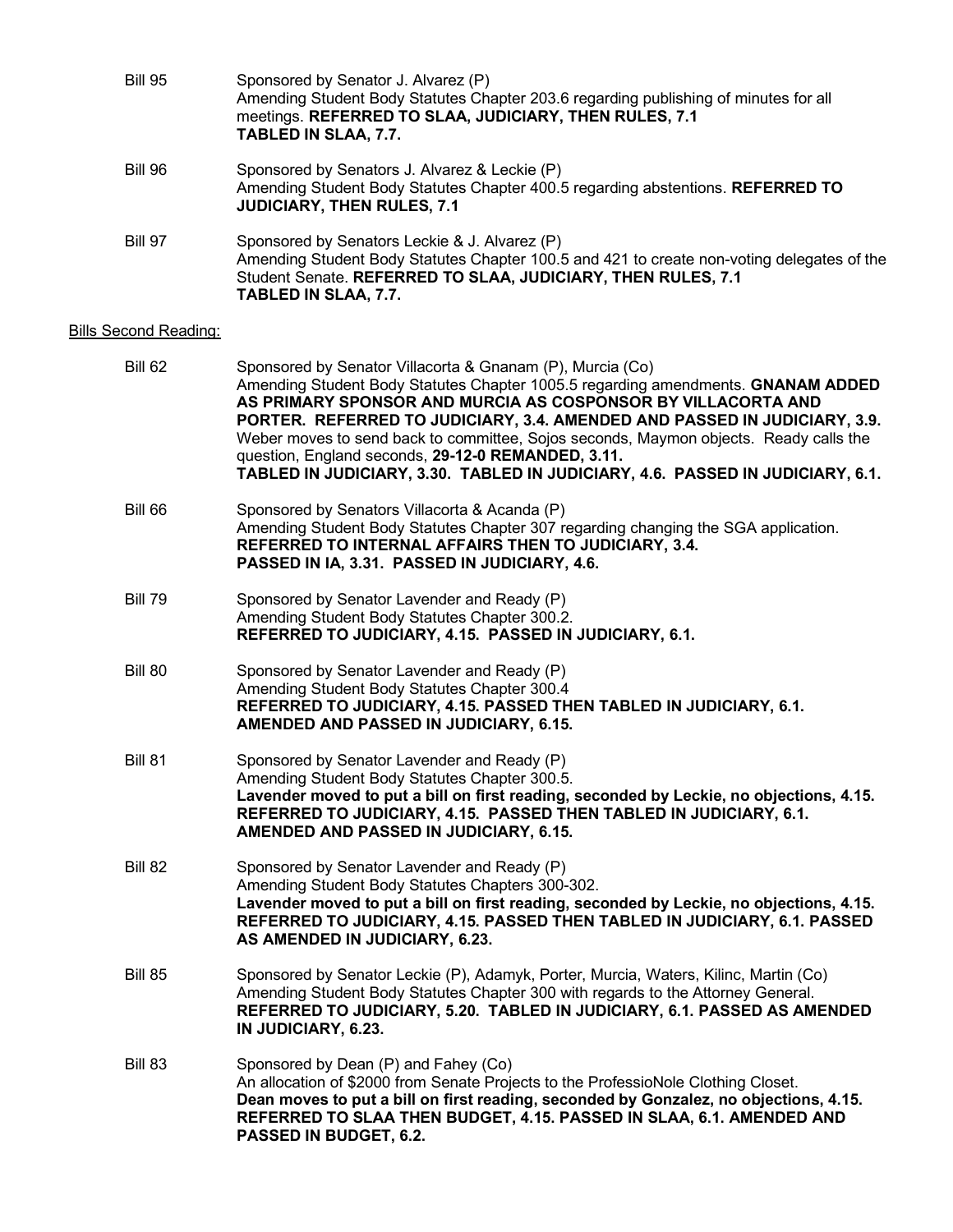Bill 95 — Sponsored by Senator J. Alvarez (P)
Amending Student Body Statutes Chapter 203.6 regarding publishing of minutes for all meetings. **REFERRED TO SLAA, JUDICIARY, THEN RULES, 7.1**
**TABLED IN SLAA, 7.7.**

Bill 96 — Sponsored by Senators J. Alvarez & Leckie (P)
Amending Student Body Statutes Chapter 400.5 regarding abstentions. **REFERRED TO JUDICIARY, THEN RULES, 7.1**

Bill 97 — Sponsored by Senators Leckie & J. Alvarez (P)
Amending Student Body Statutes Chapter 100.5 and 421 to create non-voting delegates of the Student Senate. **REFERRED TO SLAA, JUDICIARY, THEN RULES, 7.1**
**TABLED IN SLAA, 7.7.**

Bills Second Reading:

Bill 62 — Sponsored by Senator Villacorta & Gnanam (P), Murcia (Co)
Amending Student Body Statutes Chapter 1005.5 regarding amendments. **GNANAM ADDED AS PRIMARY SPONSOR AND MURCIA AS COSPONSOR BY VILLACORTA AND PORTER. REFERRED TO JUDICIARY, 3.4. AMENDED AND PASSED IN JUDICIARY, 3.9.**
Weber moves to send back to committee, Sojos seconds, Maymon objects. Ready calls the question, England seconds, **29-12-0 REMANDED, 3.11.**
**TABLED IN JUDICIARY, 3.30. TABLED IN JUDICIARY, 4.6. PASSED IN JUDICIARY, 6.1.**

Bill 66 — Sponsored by Senators Villacorta & Acanda (P)
Amending Student Body Statutes Chapter 307 regarding changing the SGA application.
**REFERRED TO INTERNAL AFFAIRS THEN TO JUDICIARY, 3.4.**
**PASSED IN IA, 3.31. PASSED IN JUDICIARY, 4.6.**

Bill 79 — Sponsored by Senator Lavender and Ready (P)
Amending Student Body Statutes Chapter 300.2.
**REFERRED TO JUDICIARY, 4.15. PASSED IN JUDICIARY, 6.1.**

Bill 80 — Sponsored by Senator Lavender and Ready (P)
Amending Student Body Statutes Chapter 300.4
**REFERRED TO JUDICIARY, 4.15. PASSED THEN TABLED IN JUDICIARY, 6.1.**
**AMENDED AND PASSED IN JUDICIARY, 6.15.**

Bill 81 — Sponsored by Senator Lavender and Ready (P)
Amending Student Body Statutes Chapter 300.5.
**Lavender moved to put a bill on first reading, seconded by Leckie, no objections, 4.15.**
**REFERRED TO JUDICIARY, 4.15. PASSED THEN TABLED IN JUDICIARY, 6.1.**
**AMENDED AND PASSED IN JUDICIARY, 6.15.**

Bill 82 — Sponsored by Senator Lavender and Ready (P)
Amending Student Body Statutes Chapters 300-302.
**Lavender moved to put a bill on first reading, seconded by Leckie, no objections, 4.15.**
**REFERRED TO JUDICIARY, 4.15. PASSED THEN TABLED IN JUDICIARY, 6.1. PASSED AS AMENDED IN JUDICIARY, 6.23.**

Bill 85 — Sponsored by Senator Leckie (P), Adamyk, Porter, Murcia, Waters, Kilinc, Martin (Co)
Amending Student Body Statutes Chapter 300 with regards to the Attorney General.
**REFERRED TO JUDICIARY, 5.20. TABLED IN JUDICIARY, 6.1. PASSED AS AMENDED IN JUDICIARY, 6.23.**

Bill 83 — Sponsored by Dean (P) and Fahey (Co)
An allocation of $2000 from Senate Projects to the ProfessioNole Clothing Closet.
**Dean moves to put a bill on first reading, seconded by Gonzalez, no objections, 4.15.**
**REFERRED TO SLAA THEN BUDGET, 4.15. PASSED IN SLAA, 6.1. AMENDED AND PASSED IN BUDGET, 6.2.**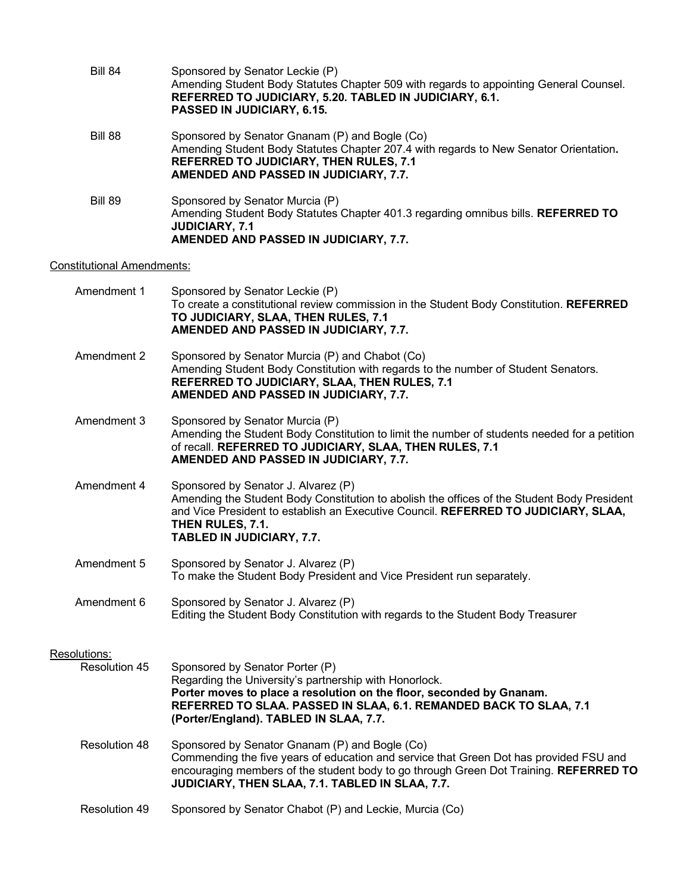Bill 84 Sponsored by Senator Leckie (P)
Amending Student Body Statutes Chapter 509 with regards to appointing General Counsel.
**REFERRED TO JUDICIARY, 5.20. TABLED IN JUDICIARY, 6.1.**
**PASSED IN JUDICIARY, 6.15.**

Bill 88 Sponsored by Senator Gnanam (P) and Bogle (Co)
Amending Student Body Statutes Chapter 207.4 with regards to New Senator Orientation**.**
**REFERRED TO JUDICIARY, THEN RULES, 7.1**
**AMENDED AND PASSED IN JUDICIARY, 7.7.**

Bill 89 Sponsored by Senator Murcia (P)
Amending Student Body Statutes Chapter 401.3 regarding omnibus bills. **REFERRED TO JUDICIARY, 7.1**
**AMENDED AND PASSED IN JUDICIARY, 7.7.**

Constitutional Amendments:

Amendment 1 Sponsored by Senator Leckie (P)
To create a constitutional review commission in the Student Body Constitution. **REFERRED TO JUDICIARY, SLAA, THEN RULES, 7.1**
**AMENDED AND PASSED IN JUDICIARY, 7.7.**

Amendment 2 Sponsored by Senator Murcia (P) and Chabot (Co)
Amending Student Body Constitution with regards to the number of Student Senators.
**REFERRED TO JUDICIARY, SLAA, THEN RULES, 7.1**
**AMENDED AND PASSED IN JUDICIARY, 7.7.**

Amendment 3 Sponsored by Senator Murcia (P)
Amending the Student Body Constitution to limit the number of students needed for a petition of recall. **REFERRED TO JUDICIARY, SLAA, THEN RULES, 7.1**
**AMENDED AND PASSED IN JUDICIARY, 7.7.**

Amendment 4 Sponsored by Senator J. Alvarez (P)
Amending the Student Body Constitution to abolish the offices of the Student Body President and Vice President to establish an Executive Council. **REFERRED TO JUDICIARY, SLAA, THEN RULES, 7.1.**
**TABLED IN JUDICIARY, 7.7.**

Amendment 5 Sponsored by Senator J. Alvarez (P)
To make the Student Body President and Vice President run separately.

Amendment 6 Sponsored by Senator J. Alvarez (P)
Editing the Student Body Constitution with regards to the Student Body Treasurer

Resolutions:

Resolution 45 Sponsored by Senator Porter (P)
Regarding the University's partnership with Honorlock.
**Porter moves to place a resolution on the floor, seconded by Gnanam.**
**REFERRED TO SLAA. PASSED IN SLAA, 6.1. REMANDED BACK TO SLAA, 7.1 (Porter/England). TABLED IN SLAA, 7.7.**

Resolution 48 Sponsored by Senator Gnanam (P) and Bogle (Co)
Commending the five years of education and service that Green Dot has provided FSU and encouraging members of the student body to go through Green Dot Training. **REFERRED TO JUDICIARY, THEN SLAA, 7.1. TABLED IN SLAA, 7.7.**

Resolution 49 Sponsored by Senator Chabot (P) and Leckie, Murcia (Co)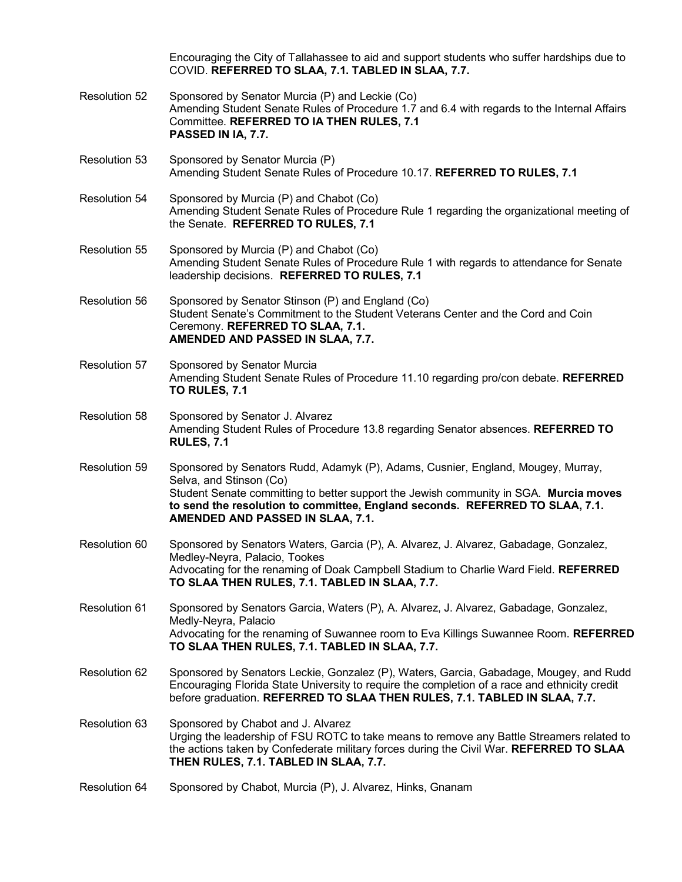Encouraging the City of Tallahassee to aid and support students who suffer hardships due to COVID. **REFERRED TO SLAA, 7.1. TABLED IN SLAA, 7.7.**

Resolution 52 — Sponsored by Senator Murcia (P) and Leckie (Co)
Amending Student Senate Rules of Procedure 1.7 and 6.4 with regards to the Internal Affairs Committee. **REFERRED TO IA THEN RULES, 7.1**
**PASSED IN IA, 7.7.**

Resolution 53 — Sponsored by Senator Murcia (P)
Amending Student Senate Rules of Procedure 10.17. **REFERRED TO RULES, 7.1**

Resolution 54 — Sponsored by Murcia (P) and Chabot (Co)
Amending Student Senate Rules of Procedure Rule 1 regarding the organizational meeting of the Senate. **REFERRED TO RULES, 7.1**

Resolution 55 — Sponsored by Murcia (P) and Chabot (Co)
Amending Student Senate Rules of Procedure Rule 1 with regards to attendance for Senate leadership decisions. **REFERRED TO RULES, 7.1**

Resolution 56 — Sponsored by Senator Stinson (P) and England (Co)
Student Senate's Commitment to the Student Veterans Center and the Cord and Coin Ceremony. **REFERRED TO SLAA, 7.1.**
**AMENDED AND PASSED IN SLAA, 7.7.**

Resolution 57 — Sponsored by Senator Murcia
Amending Student Senate Rules of Procedure 11.10 regarding pro/con debate. **REFERRED TO RULES, 7.1**

Resolution 58 — Sponsored by Senator J. Alvarez
Amending Student Rules of Procedure 13.8 regarding Senator absences. **REFERRED TO RULES, 7.1**

Resolution 59 — Sponsored by Senators Rudd, Adamyk (P), Adams, Cusnier, England, Mougey, Murray, Selva, and Stinson (Co)
Student Senate committing to better support the Jewish community in SGA. **Murcia moves to send the resolution to committee, England seconds. REFERRED TO SLAA, 7.1. AMENDED AND PASSED IN SLAA, 7.1.**

Resolution 60 — Sponsored by Senators Waters, Garcia (P), A. Alvarez, J. Alvarez, Gabadage, Gonzalez, Medley-Neyra, Palacio, Tookes
Advocating for the renaming of Doak Campbell Stadium to Charlie Ward Field. **REFERRED TO SLAA THEN RULES, 7.1. TABLED IN SLAA, 7.7.**

Resolution 61 — Sponsored by Senators Garcia, Waters (P), A. Alvarez, J. Alvarez, Gabadage, Gonzalez, Medly-Neyra, Palacio
Advocating for the renaming of Suwannee room to Eva Killings Suwannee Room. **REFERRED TO SLAA THEN RULES, 7.1. TABLED IN SLAA, 7.7.**

Resolution 62 — Sponsored by Senators Leckie, Gonzalez (P), Waters, Garcia, Gabadage, Mougey, and Rudd
Encouraging Florida State University to require the completion of a race and ethnicity credit before graduation. **REFERRED TO SLAA THEN RULES, 7.1. TABLED IN SLAA, 7.7.**

Resolution 63 — Sponsored by Chabot and J. Alvarez
Urging the leadership of FSU ROTC to take means to remove any Battle Streamers related to the actions taken by Confederate military forces during the Civil War. **REFERRED TO SLAA THEN RULES, 7.1. TABLED IN SLAA, 7.7.**

Resolution 64 — Sponsored by Chabot, Murcia (P), J. Alvarez, Hinks, Gnanam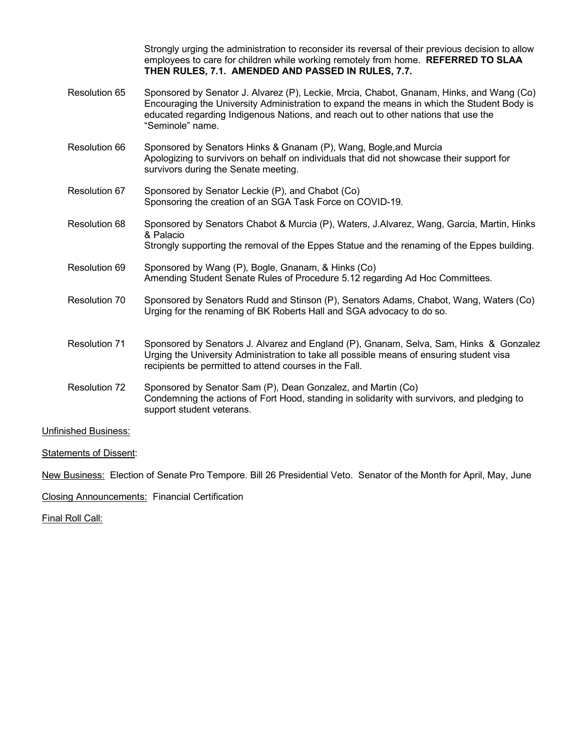Strongly urging the administration to reconsider its reversal of their previous decision to allow employees to care for children while working remotely from home. **REFERRED TO SLAA THEN RULES, 7.1. AMENDED AND PASSED IN RULES, 7.7.**

Resolution 65 — Sponsored by Senator J. Alvarez (P), Leckie, Mrcia, Chabot, Gnanam, Hinks, and Wang (Co)
Encouraging the University Administration to expand the means in which the Student Body is educated regarding Indigenous Nations, and reach out to other nations that use the "Seminole" name.

Resolution 66 — Sponsored by Senators Hinks & Gnanam (P), Wang, Bogle,and Murcia
Apologizing to survivors on behalf on individuals that did not showcase their support for survivors during the Senate meeting.

Resolution 67 — Sponsored by Senator Leckie (P), and Chabot (Co)
Sponsoring the creation of an SGA Task Force on COVID-19.

Resolution 68 — Sponsored by Senators Chabot & Murcia (P), Waters, J.Alvarez, Wang, Garcia, Martin, Hinks & Palacio
Strongly supporting the removal of the Eppes Statue and the renaming of the Eppes building.

Resolution 69 — Sponsored by Wang (P), Bogle, Gnanam, & Hinks (Co)
Amending Student Senate Rules of Procedure 5.12 regarding Ad Hoc Committees.

Resolution 70 — Sponsored by Senators Rudd and Stinson (P), Senators Adams, Chabot, Wang, Waters (Co)
Urging for the renaming of BK Roberts Hall and SGA advocacy to do so.

Resolution 71 — Sponsored by Senators J. Alvarez and England (P), Gnanam, Selva, Sam, Hinks & Gonzalez
Urging the University Administration to take all possible means of ensuring student visa recipients be permitted to attend courses in the Fall.

Resolution 72 — Sponsored by Senator Sam (P), Dean Gonzalez, and Martin (Co)
Condemning the actions of Fort Hood, standing in solidarity with survivors, and pledging to support student veterans.

Unfinished Business:

Statements of Dissent:

New Business: Election of Senate Pro Tempore. Bill 26 Presidential Veto. Senator of the Month for April, May, June

Closing Announcements: Financial Certification

Final Roll Call: